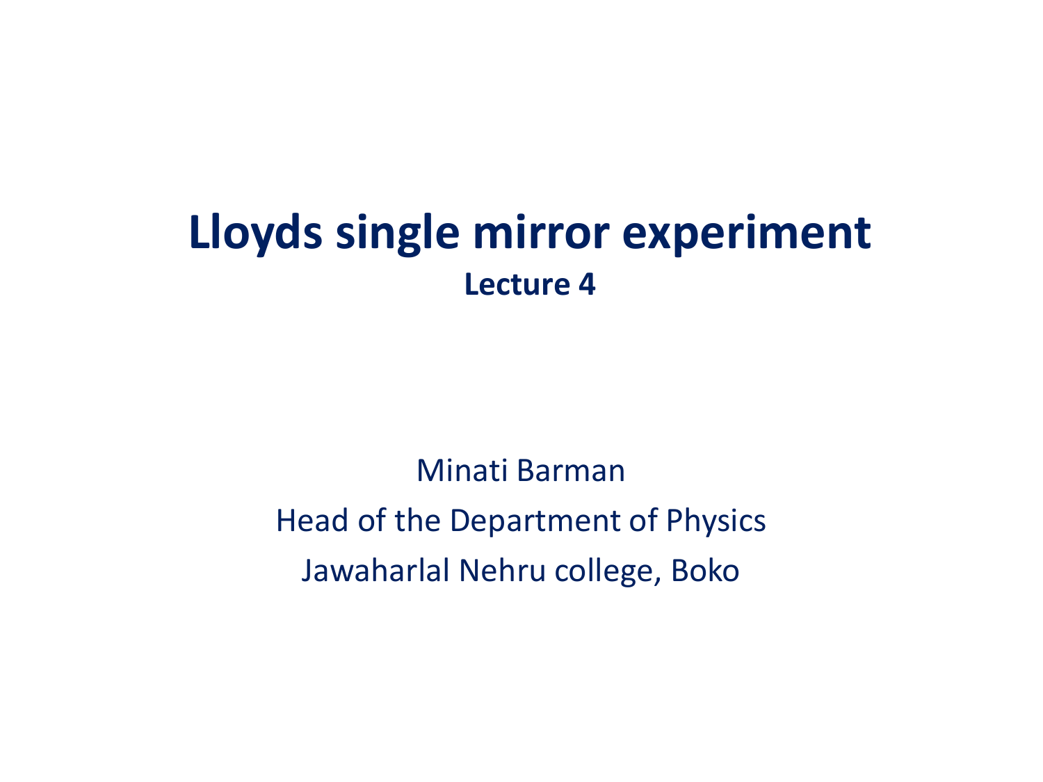# Lloyds single mirror experiment

**Lecture 4**

Minati Barman

Head of the Department of Physics

Jawaharlal Nehru college, Boko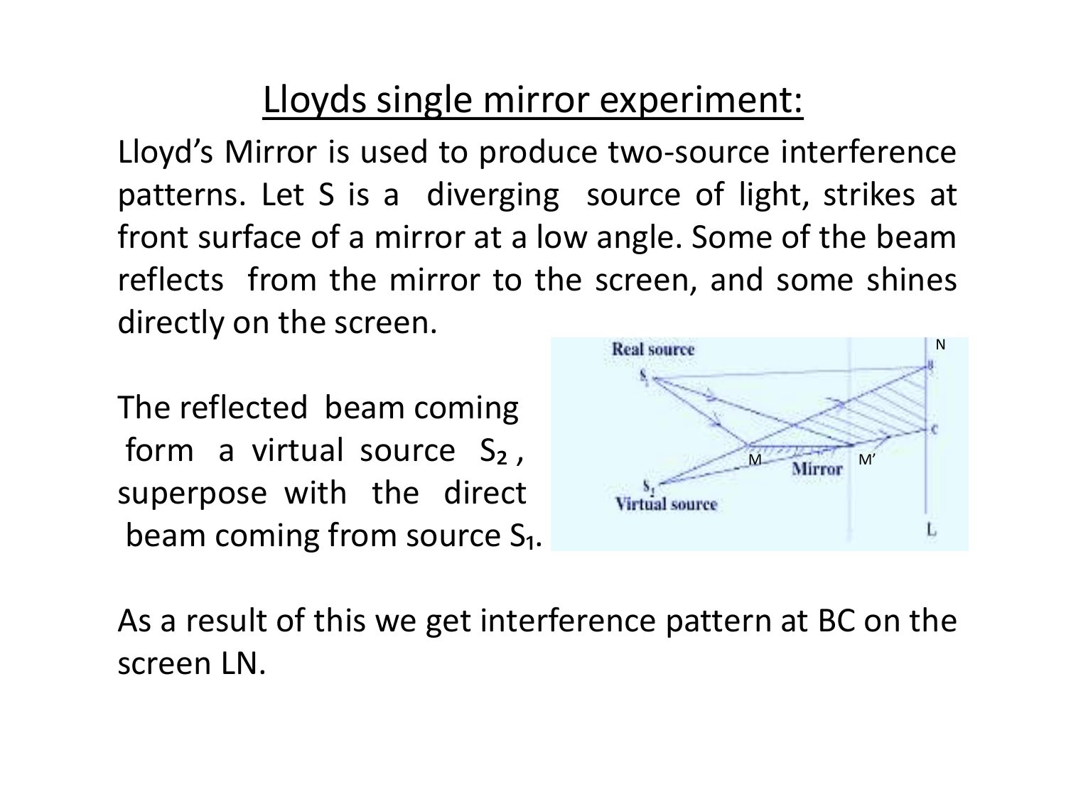# Lloyds single mirror experiment:

Lloyd's Mirror is used to produce two-source interference patterns. Let S is a diverging source of light, strikes at front surface of a mirror at a low angle. Some of the beam reflects from the mirror to the screen, and some shines directly on the screen.

The reflected beam coming form a virtual source $S_2$, superpose with the direct beam coming from source $S_1$.

As a result of this we get interference pattern at BC on the screen LN.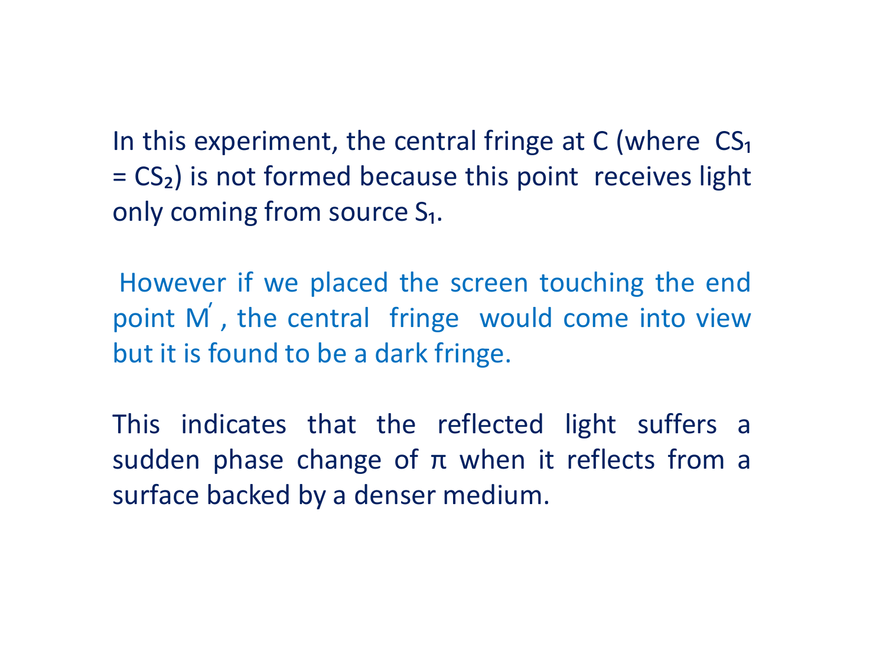In this experiment, the central fringe at C (where $CS_1 = CS_2$) is not formed because this point receives light only coming from source $S_1$.

However if we placed the screen touching the end point $M'$, the central fringe would come into view but it is found to be a dark fringe.

This indicates that the reflected light suffers a sudden phase change of $\pi$ when it reflects from a surface backed by a denser medium.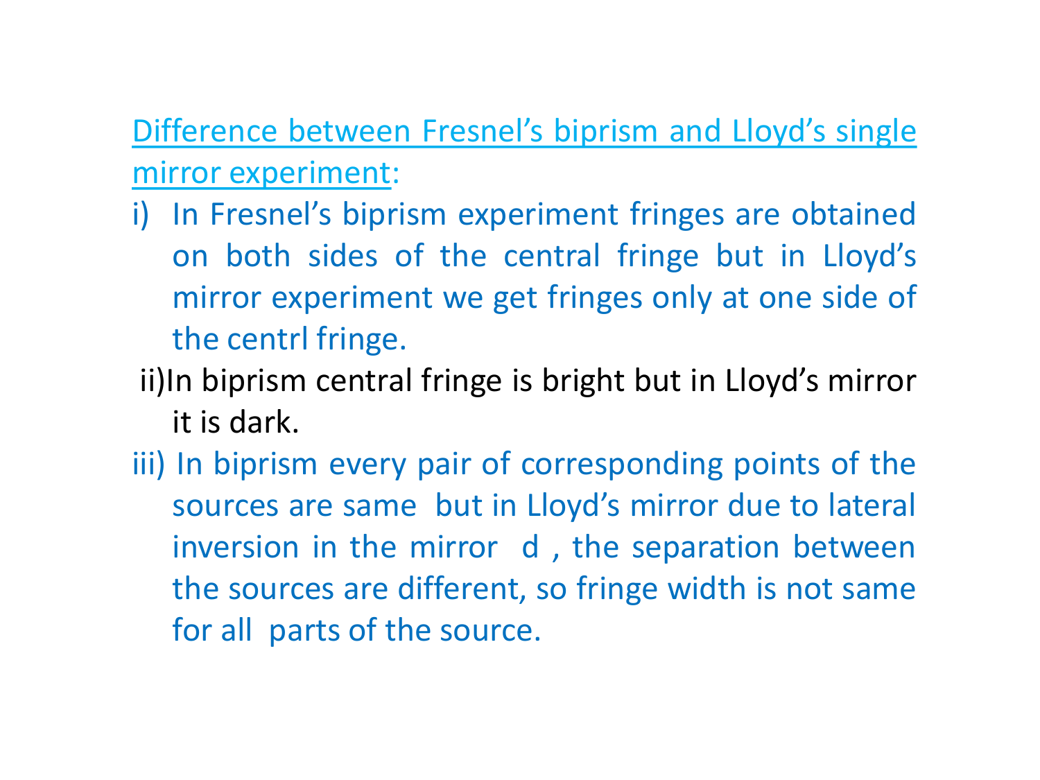Difference between Fresnel's biprism and Lloyd's single mirror experiment:

i) In Fresnel's biprism experiment fringes are obtained on both sides of the central fringe but in Lloyd's mirror experiment we get fringes only at one side of the centrl fringe.

ii) In biprism central fringe is bright but in Lloyd's mirror it is dark.

iii) In biprism every pair of corresponding points of the sources are same but in Lloyd's mirror due to lateral inversion in the mirror d , the separation between the sources are different, so fringe width is not same for all parts of the source.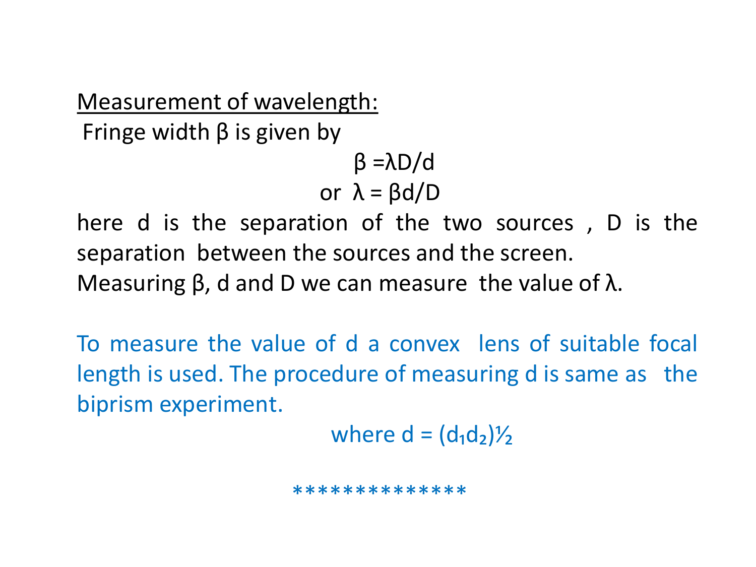<u>Measurement of wavelength:</u>

Fringe width $\beta$ is given by

$$\beta = \lambda D/d$$

$$\text{or} \quad \lambda = \beta d/D$$

here d is the separation of the two sources , D is the separation between the sources and the screen.

Measuring $\beta$, d and D we can measure the value of $\lambda$.

To measure the value of d a convex lens of suitable focal length is used. The procedure of measuring d is same as the biprism experiment.

$$\text{where } d = (d_1 d_2)^{1/2}$$

**************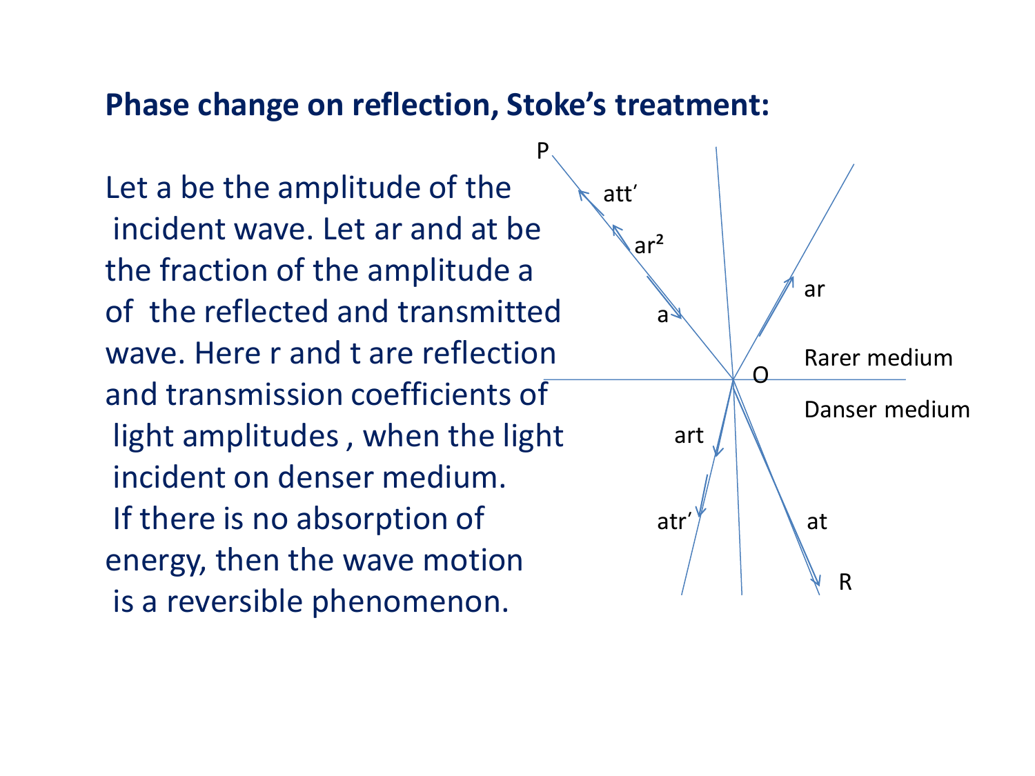## Phase change on reflection, Stoke's treatment:

Let a be the amplitude of the incident wave. Let ar and at be the fraction of the amplitude a of the reflected and transmitted wave. Here r and t are reflection and transmission coefficients of light amplitudes , when the light incident on denser medium. If there is no absorption of energy, then the wave motion is a reversible phenomenon.

P

att′

ar²

a

ar

O

Rarer medium

Danser medium

art

atr′

at

R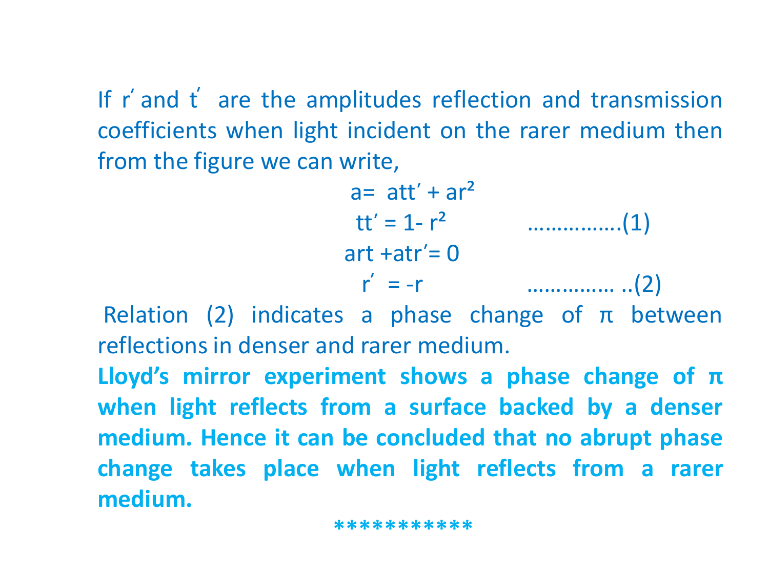If $r'$ and $t'$ are the amplitudes reflection and transmission coefficients when light incident on the rarer medium then from the figure we can write,

$$a = att' + ar^2$$

$$tt' = 1 - r^2 \quad \text{……………(1)}$$

$$art + atr' = 0$$

$$r' = -r \quad \text{…………… ..(2)}$$

Relation (2) indicates a phase change of π between reflections in denser and rarer medium.

**Lloyd's mirror experiment shows a phase change of π when light reflects from a surface backed by a denser medium. Hence it can be concluded that no abrupt phase change takes place when light reflects from a rarer medium.**

***********